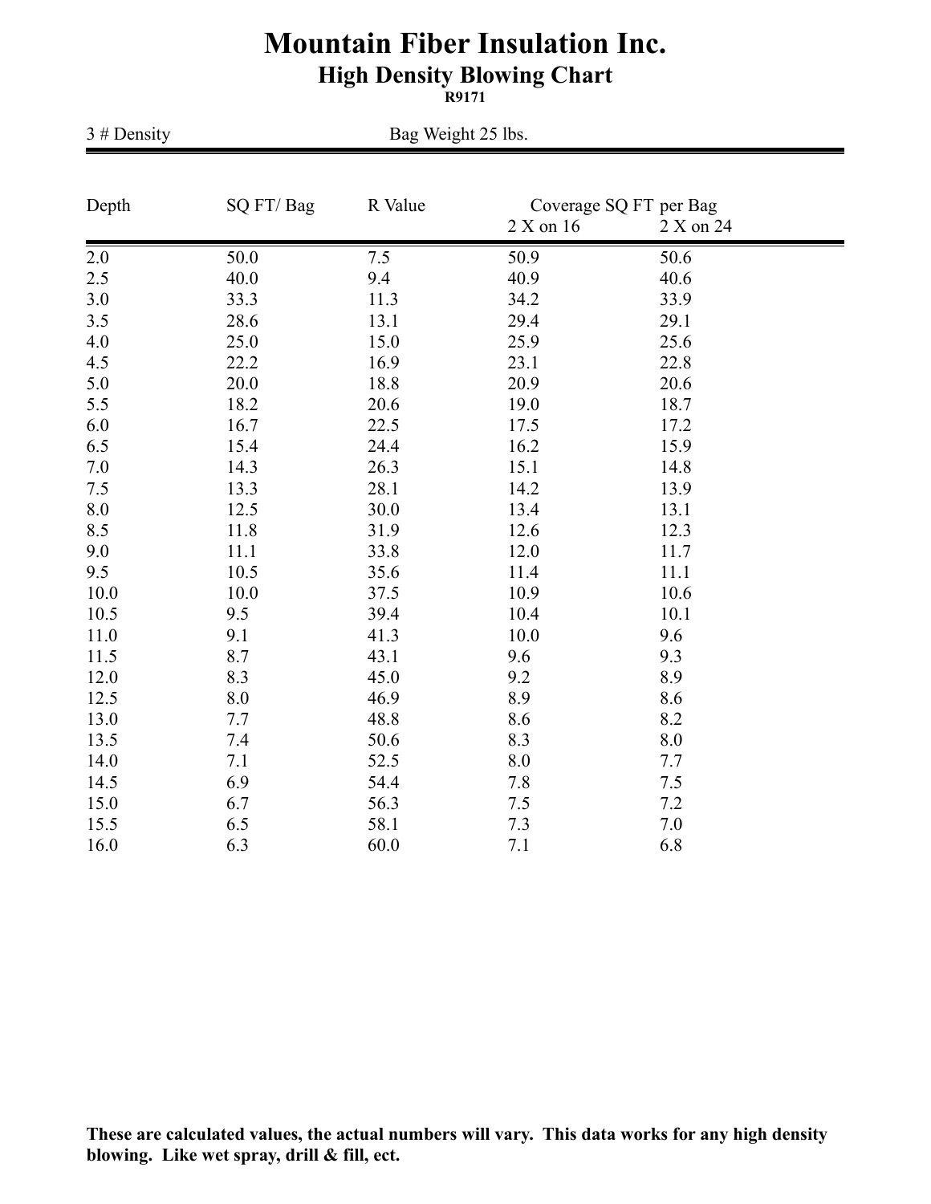# Mountain Fiber Insulation Inc.

## High Density Blowing Chart

**R9171**

3 # Density　　　　　　　　　　Bag Weight 25 lbs.

| Depth | SQ FT/ Bag | R Value | Coverage SQ FT per Bag 2 X on 16 | 2 X on 24 |
|---|---|---|---|---|
| 2.0 | 50.0 | 7.5 | 50.9 | 50.6 |
| 2.5 | 40.0 | 9.4 | 40.9 | 40.6 |
| 3.0 | 33.3 | 11.3 | 34.2 | 33.9 |
| 3.5 | 28.6 | 13.1 | 29.4 | 29.1 |
| 4.0 | 25.0 | 15.0 | 25.9 | 25.6 |
| 4.5 | 22.2 | 16.9 | 23.1 | 22.8 |
| 5.0 | 20.0 | 18.8 | 20.9 | 20.6 |
| 5.5 | 18.2 | 20.6 | 19.0 | 18.7 |
| 6.0 | 16.7 | 22.5 | 17.5 | 17.2 |
| 6.5 | 15.4 | 24.4 | 16.2 | 15.9 |
| 7.0 | 14.3 | 26.3 | 15.1 | 14.8 |
| 7.5 | 13.3 | 28.1 | 14.2 | 13.9 |
| 8.0 | 12.5 | 30.0 | 13.4 | 13.1 |
| 8.5 | 11.8 | 31.9 | 12.6 | 12.3 |
| 9.0 | 11.1 | 33.8 | 12.0 | 11.7 |
| 9.5 | 10.5 | 35.6 | 11.4 | 11.1 |
| 10.0 | 10.0 | 37.5 | 10.9 | 10.6 |
| 10.5 | 9.5 | 39.4 | 10.4 | 10.1 |
| 11.0 | 9.1 | 41.3 | 10.0 | 9.6 |
| 11.5 | 8.7 | 43.1 | 9.6 | 9.3 |
| 12.0 | 8.3 | 45.0 | 9.2 | 8.9 |
| 12.5 | 8.0 | 46.9 | 8.9 | 8.6 |
| 13.0 | 7.7 | 48.8 | 8.6 | 8.2 |
| 13.5 | 7.4 | 50.6 | 8.3 | 8.0 |
| 14.0 | 7.1 | 52.5 | 8.0 | 7.7 |
| 14.5 | 6.9 | 54.4 | 7.8 | 7.5 |
| 15.0 | 6.7 | 56.3 | 7.5 | 7.2 |
| 15.5 | 6.5 | 58.1 | 7.3 | 7.0 |
| 16.0 | 6.3 | 60.0 | 7.1 | 6.8 |

**These are calculated values, the actual numbers will vary. This data works for any high density blowing. Like wet spray, drill & fill, ect.**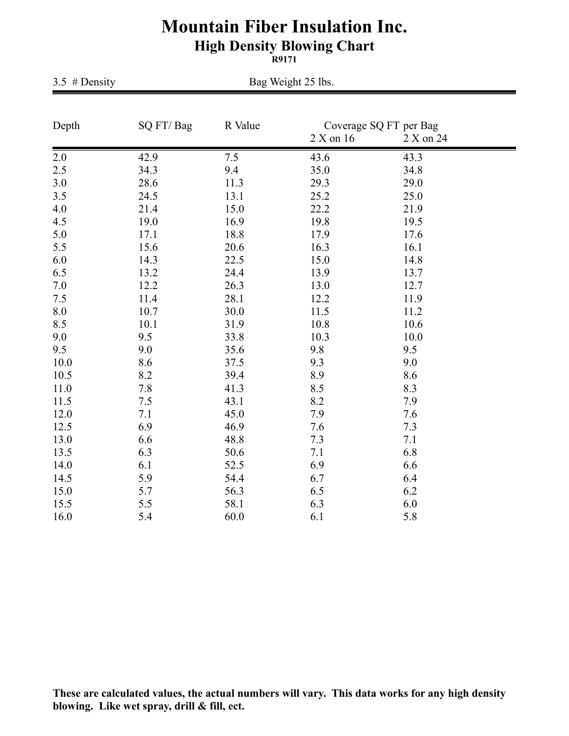# Mountain Fiber Insulation Inc.

## High Density Blowing Chart

**R9171**

3.5 # Density Bag Weight 25 lbs.

| Depth | SQ FT/ Bag | R Value | Coverage SQ FT per Bag | |
|---|---|---|---|---|
| | | | 2 X on 16 | 2 X on 24 |
| 2.0 | 42.9 | 7.5 | 43.6 | 43.3 |
| 2.5 | 34.3 | 9.4 | 35.0 | 34.8 |
| 3.0 | 28.6 | 11.3 | 29.3 | 29.0 |
| 3.5 | 24.5 | 13.1 | 25.2 | 25.0 |
| 4.0 | 21.4 | 15.0 | 22.2 | 21.9 |
| 4.5 | 19.0 | 16.9 | 19.8 | 19.5 |
| 5.0 | 17.1 | 18.8 | 17.9 | 17.6 |
| 5.5 | 15.6 | 20.6 | 16.3 | 16.1 |
| 6.0 | 14.3 | 22.5 | 15.0 | 14.8 |
| 6.5 | 13.2 | 24.4 | 13.9 | 13.7 |
| 7.0 | 12.2 | 26.3 | 13.0 | 12.7 |
| 7.5 | 11.4 | 28.1 | 12.2 | 11.9 |
| 8.0 | 10.7 | 30.0 | 11.5 | 11.2 |
| 8.5 | 10.1 | 31.9 | 10.8 | 10.6 |
| 9.0 | 9.5 | 33.8 | 10.3 | 10.0 |
| 9.5 | 9.0 | 35.6 | 9.8 | 9.5 |
| 10.0 | 8.6 | 37.5 | 9.3 | 9.0 |
| 10.5 | 8.2 | 39.4 | 8.9 | 8.6 |
| 11.0 | 7.8 | 41.3 | 8.5 | 8.3 |
| 11.5 | 7.5 | 43.1 | 8.2 | 7.9 |
| 12.0 | 7.1 | 45.0 | 7.9 | 7.6 |
| 12.5 | 6.9 | 46.9 | 7.6 | 7.3 |
| 13.0 | 6.6 | 48.8 | 7.3 | 7.1 |
| 13.5 | 6.3 | 50.6 | 7.1 | 6.8 |
| 14.0 | 6.1 | 52.5 | 6.9 | 6.6 |
| 14.5 | 5.9 | 54.4 | 6.7 | 6.4 |
| 15.0 | 5.7 | 56.3 | 6.5 | 6.2 |
| 15.5 | 5.5 | 58.1 | 6.3 | 6.0 |
| 16.0 | 5.4 | 60.0 | 6.1 | 5.8 |

**These are calculated values, the actual numbers will vary. This data works for any high density blowing. Like wet spray, drill & fill, ect.**